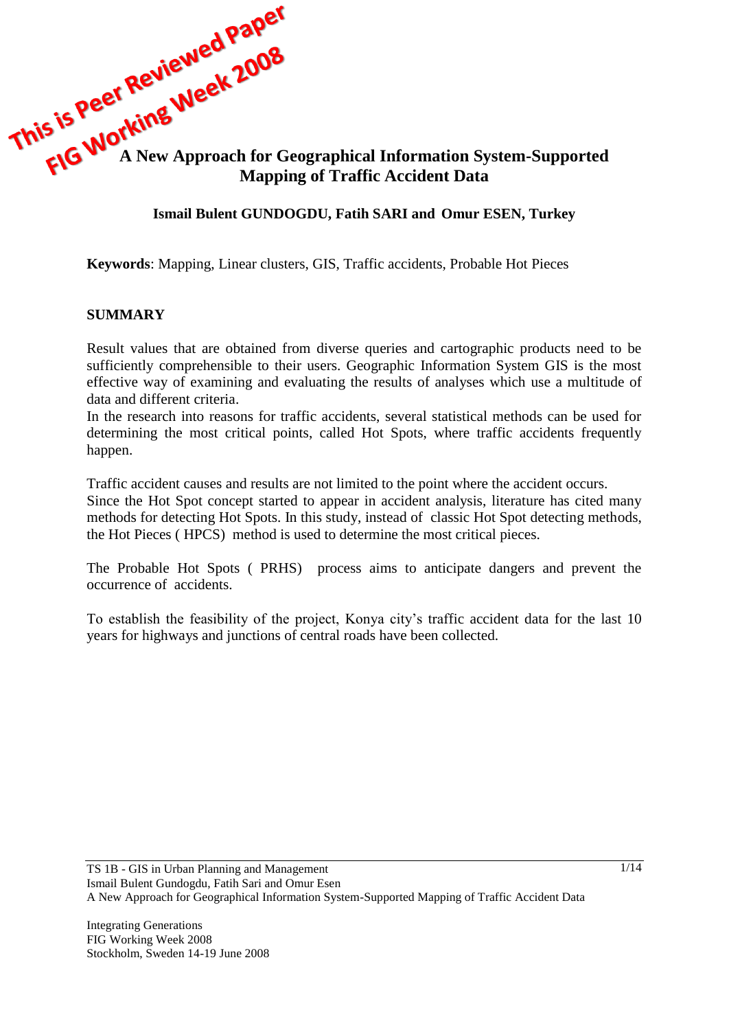This is Peer Reviewed Paper
FIG Working Week 2008

# A New Approach for Geographical Information System-Supported Mapping of Traffic Accident Data

**Ismail Bulent GUNDOGDU, Fatih SARI and Omur ESEN, Turkey**

**Keywords**: Mapping, Linear clusters, GIS, Traffic accidents, Probable Hot Pieces

## SUMMARY

Result values that are obtained from diverse queries and cartographic products need to be sufficiently comprehensible to their users. Geographic Information System GIS is the most effective way of examining and evaluating the results of analyses which use a multitude of data and different criteria.
In the research into reasons for traffic accidents, several statistical methods can be used for determining the most critical points, called Hot Spots, where traffic accidents frequently happen.

Traffic accident causes and results are not limited to the point where the accident occurs.
Since the Hot Spot concept started to appear in accident analysis, literature has cited many methods for detecting Hot Spots. In this study, instead of classic Hot Spot detecting methods, the Hot Pieces ( HPCS) method is used to determine the most critical pieces.

The Probable Hot Spots ( PRHS) process aims to anticipate dangers and prevent the occurrence of accidents.

To establish the feasibility of the project, Konya city's traffic accident data for the last 10 years for highways and junctions of central roads have been collected.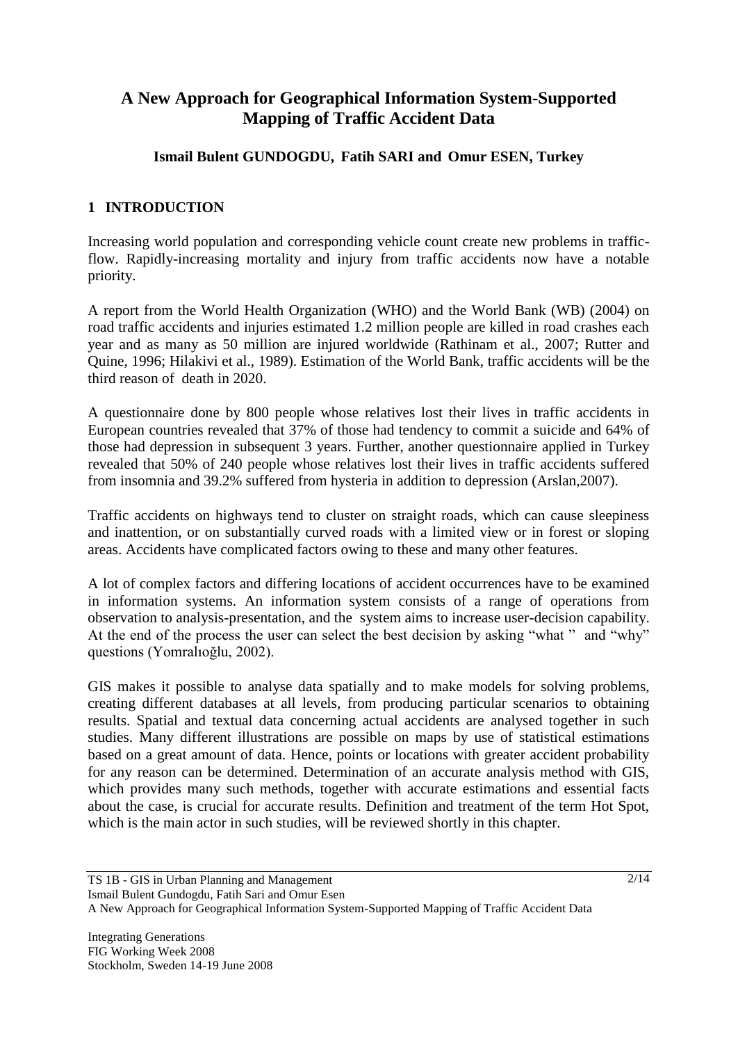# A New Approach for Geographical Information System-Supported Mapping of Traffic Accident Data

**Ismail Bulent GUNDOGDU, Fatih SARI and Omur ESEN, Turkey**

## 1 INTRODUCTION

Increasing world population and corresponding vehicle count create new problems in traffic-flow. Rapidly-increasing mortality and injury from traffic accidents now have a notable priority.

A report from the World Health Organization (WHO) and the World Bank (WB) (2004) on road traffic accidents and injuries estimated 1.2 million people are killed in road crashes each year and as many as 50 million are injured worldwide (Rathinam et al., 2007; Rutter and Quine, 1996; Hilakivi et al., 1989). Estimation of the World Bank, traffic accidents will be the third reason of death in 2020.

A questionnaire done by 800 people whose relatives lost their lives in traffic accidents in European countries revealed that 37% of those had tendency to commit a suicide and 64% of those had depression in subsequent 3 years. Further, another questionnaire applied in Turkey revealed that 50% of 240 people whose relatives lost their lives in traffic accidents suffered from insomnia and 39.2% suffered from hysteria in addition to depression (Arslan,2007).

Traffic accidents on highways tend to cluster on straight roads, which can cause sleepiness and inattention, or on substantially curved roads with a limited view or in forest or sloping areas. Accidents have complicated factors owing to these and many other features.

A lot of complex factors and differing locations of accident occurrences have to be examined in information systems. An information system consists of a range of operations from observation to analysis-presentation, and the system aims to increase user-decision capability. At the end of the process the user can select the best decision by asking "what " and "why" questions (Yomralıoğlu, 2002).

GIS makes it possible to analyse data spatially and to make models for solving problems, creating different databases at all levels, from producing particular scenarios to obtaining results. Spatial and textual data concerning actual accidents are analysed together in such studies. Many different illustrations are possible on maps by use of statistical estimations based on a great amount of data. Hence, points or locations with greater accident probability for any reason can be determined. Determination of an accurate analysis method with GIS, which provides many such methods, together with accurate estimations and essential facts about the case, is crucial for accurate results. Definition and treatment of the term Hot Spot, which is the main actor in such studies, will be reviewed shortly in this chapter.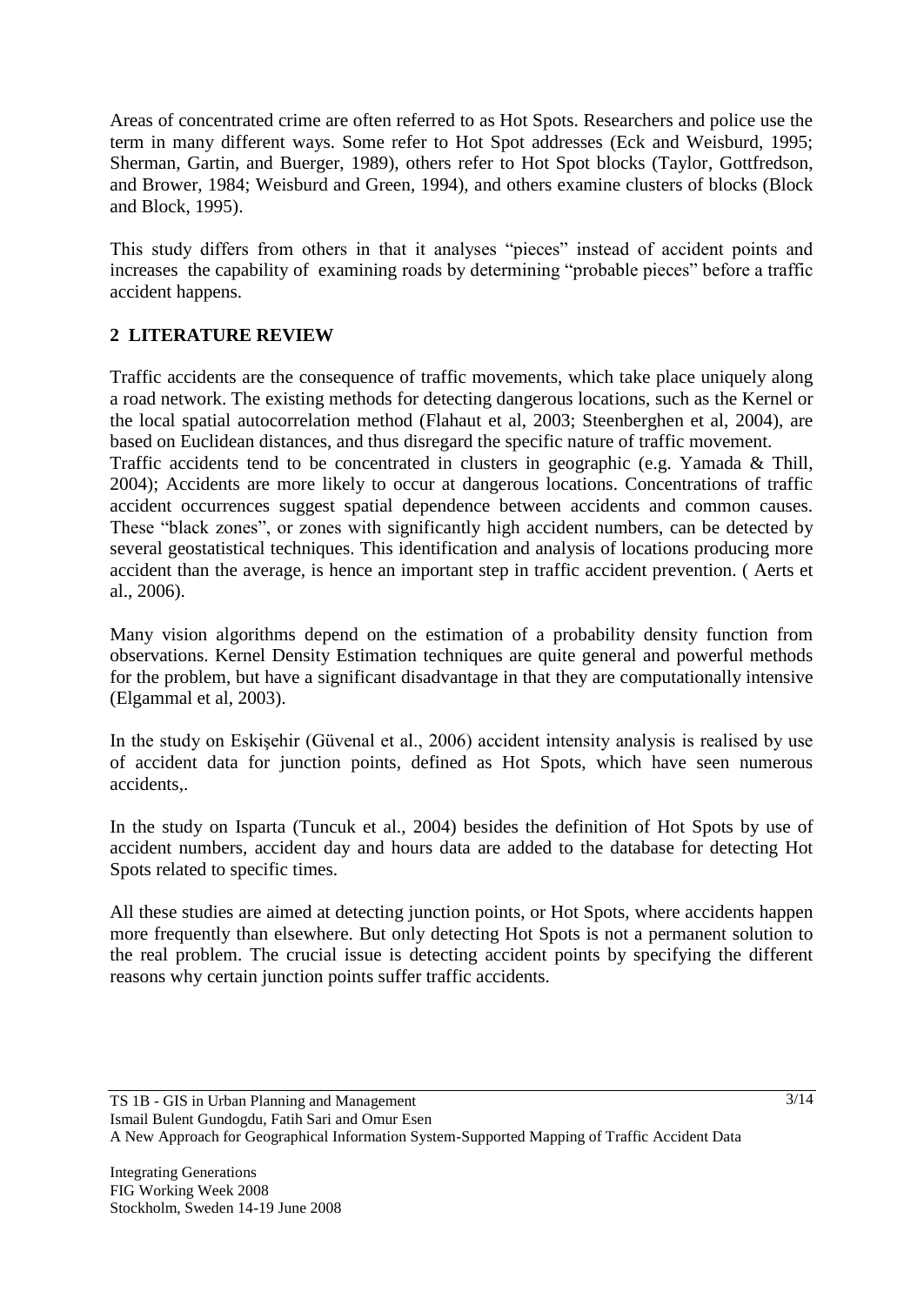Areas of concentrated crime are often referred to as Hot Spots. Researchers and police use the term in many different ways. Some refer to Hot Spot addresses (Eck and Weisburd, 1995; Sherman, Gartin, and Buerger, 1989), others refer to Hot Spot blocks (Taylor, Gottfredson, and Brower, 1984; Weisburd and Green, 1994), and others examine clusters of blocks (Block and Block, 1995).

This study differs from others in that it analyses "pieces" instead of accident points and increases the capability of examining roads by determining "probable pieces" before a traffic accident happens.

## 2 LITERATURE REVIEW

Traffic accidents are the consequence of traffic movements, which take place uniquely along a road network. The existing methods for detecting dangerous locations, such as the Kernel or the local spatial autocorrelation method (Flahaut et al, 2003; Steenberghen et al, 2004), are based on Euclidean distances, and thus disregard the specific nature of traffic movement.
Traffic accidents tend to be concentrated in clusters in geographic (e.g. Yamada & Thill, 2004); Accidents are more likely to occur at dangerous locations. Concentrations of traffic accident occurrences suggest spatial dependence between accidents and common causes. These "black zones", or zones with significantly high accident numbers, can be detected by several geostatistical techniques. This identification and analysis of locations producing more accident than the average, is hence an important step in traffic accident prevention. ( Aerts et al., 2006).

Many vision algorithms depend on the estimation of a probability density function from observations. Kernel Density Estimation techniques are quite general and powerful methods for the problem, but have a significant disadvantage in that they are computationally intensive (Elgammal et al, 2003).

In the study on Eskişehir (Güvenal et al., 2006) accident intensity analysis is realised by use of accident data for junction points, defined as Hot Spots, which have seen numerous accidents,.

In the study on Isparta (Tuncuk et al., 2004) besides the definition of Hot Spots by use of accident numbers, accident day and hours data are added to the database for detecting Hot Spots related to specific times.

All these studies are aimed at detecting junction points, or Hot Spots, where accidents happen more frequently than elsewhere. But only detecting Hot Spots is not a permanent solution to the real problem. The crucial issue is detecting accident points by specifying the different reasons why certain junction points suffer traffic accidents.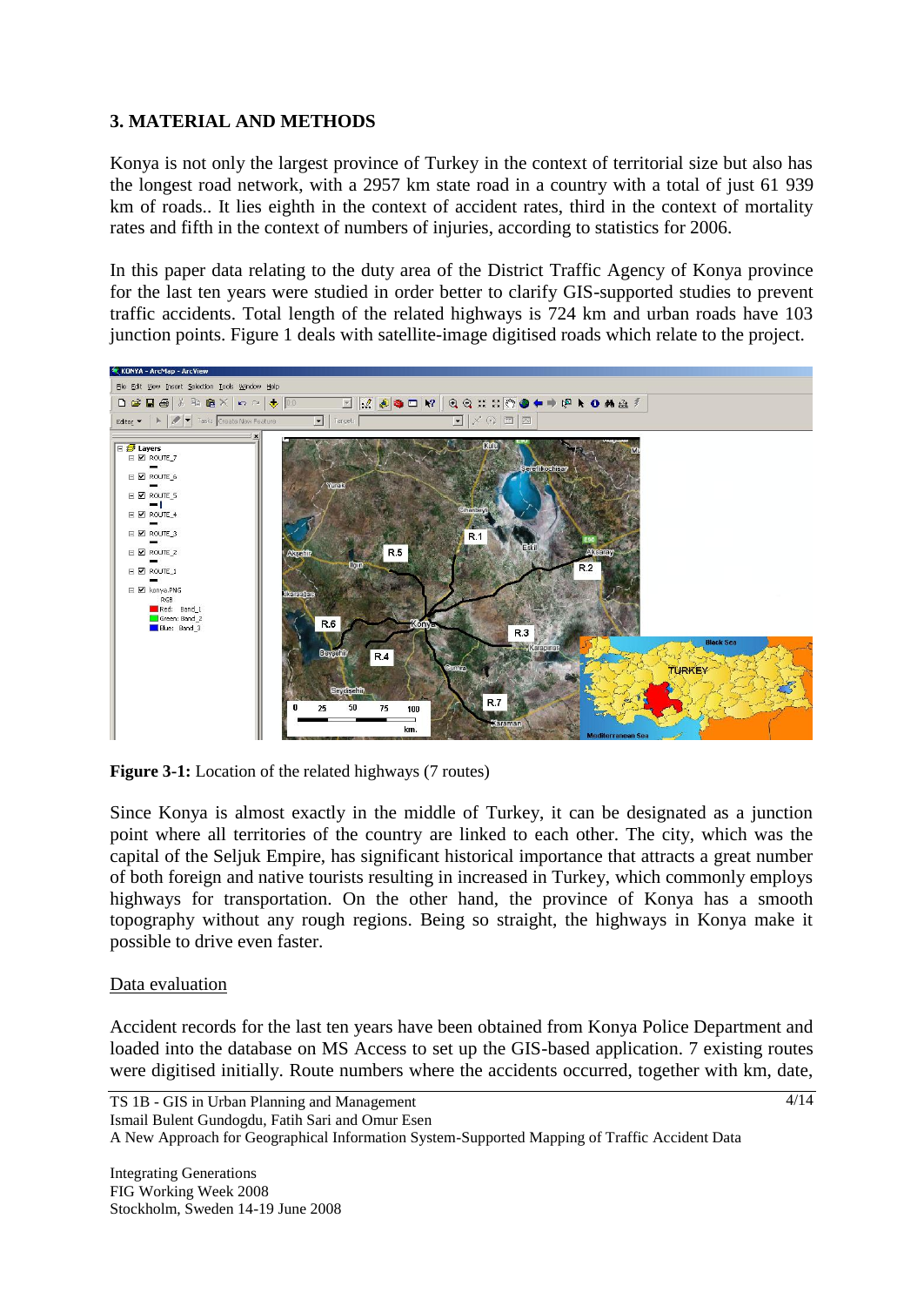## 3. MATERIAL AND METHODS

Konya is not only the largest province of Turkey in the context of territorial size but also has the longest road network, with a 2957 km state road in a country with a total of just 61 939 km of roads.. It lies eighth in the context of accident rates, third in the context of mortality rates and fifth in the context of numbers of injuries, according to statistics for 2006.

In this paper data relating to the duty area of the District Traffic Agency of Konya province for the last ten years were studied in order better to clarify GIS-supported studies to prevent traffic accidents. Total length of the related highways is 724 km and urban roads have 103 junction points. Figure 1 deals with satellite-image digitised roads which relate to the project.

**Figure 3-1:** Location of the related highways (7 routes)

Since Konya is almost exactly in the middle of Turkey, it can be designated as a junction point where all territories of the country are linked to each other. The city, which was the capital of the Seljuk Empire, has significant historical importance that attracts a great number of both foreign and native tourists resulting in increased in Turkey, which commonly employs highways for transportation. On the other hand, the province of Konya has a smooth topography without any rough regions. Being so straight, the highways in Konya make it possible to drive even faster.

<u>Data evaluation</u>

Accident records for the last ten years have been obtained from Konya Police Department and loaded into the database on MS Access to set up the GIS-based application. 7 existing routes were digitised initially. Route numbers where the accidents occurred, together with km, date,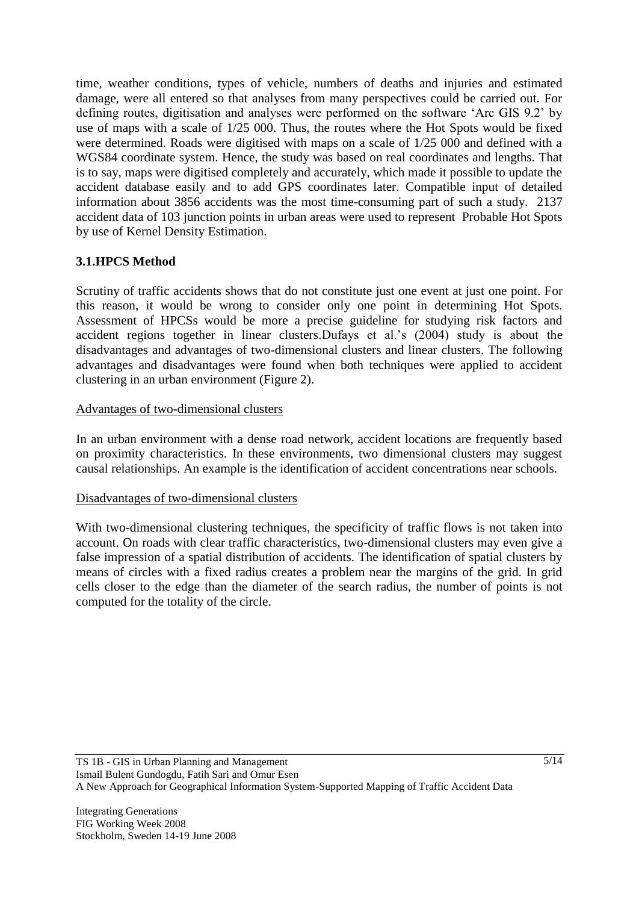time, weather conditions, types of vehicle, numbers of deaths and injuries and estimated damage, were all entered so that analyses from many perspectives could be carried out. For defining routes, digitisation and analyses were performed on the software 'Arc GIS 9.2' by use of maps with a scale of 1/25 000. Thus, the routes where the Hot Spots would be fixed were determined. Roads were digitised with maps on a scale of 1/25 000 and defined with a WGS84 coordinate system. Hence, the study was based on real coordinates and lengths. That is to say, maps were digitised completely and accurately, which made it possible to update the accident database easily and to add GPS coordinates later. Compatible input of detailed information about 3856 accidents was the most time-consuming part of such a study. 2137 accident data of 103 junction points in urban areas were used to represent Probable Hot Spots by use of Kernel Density Estimation.

### 3.1.HPCS Method

Scrutiny of traffic accidents shows that do not constitute just one event at just one point. For this reason, it would be wrong to consider only one point in determining Hot Spots. Assessment of HPCSs would be more a precise guideline for studying risk factors and accident regions together in linear clusters.Dufays et al.'s (2004) study is about the disadvantages and advantages of two-dimensional clusters and linear clusters. The following advantages and disadvantages were found when both techniques were applied to accident clustering in an urban environment (Figure 2).

<u>Advantages of two-dimensional clusters</u>

In an urban environment with a dense road network, accident locations are frequently based on proximity characteristics. In these environments, two dimensional clusters may suggest causal relationships. An example is the identification of accident concentrations near schools.

<u>Disadvantages of two-dimensional clusters</u>

With two-dimensional clustering techniques, the specificity of traffic flows is not taken into account. On roads with clear traffic characteristics, two-dimensional clusters may even give a false impression of a spatial distribution of accidents. The identification of spatial clusters by means of circles with a fixed radius creates a problem near the margins of the grid. In grid cells closer to the edge than the diameter of the search radius, the number of points is not computed for the totality of the circle.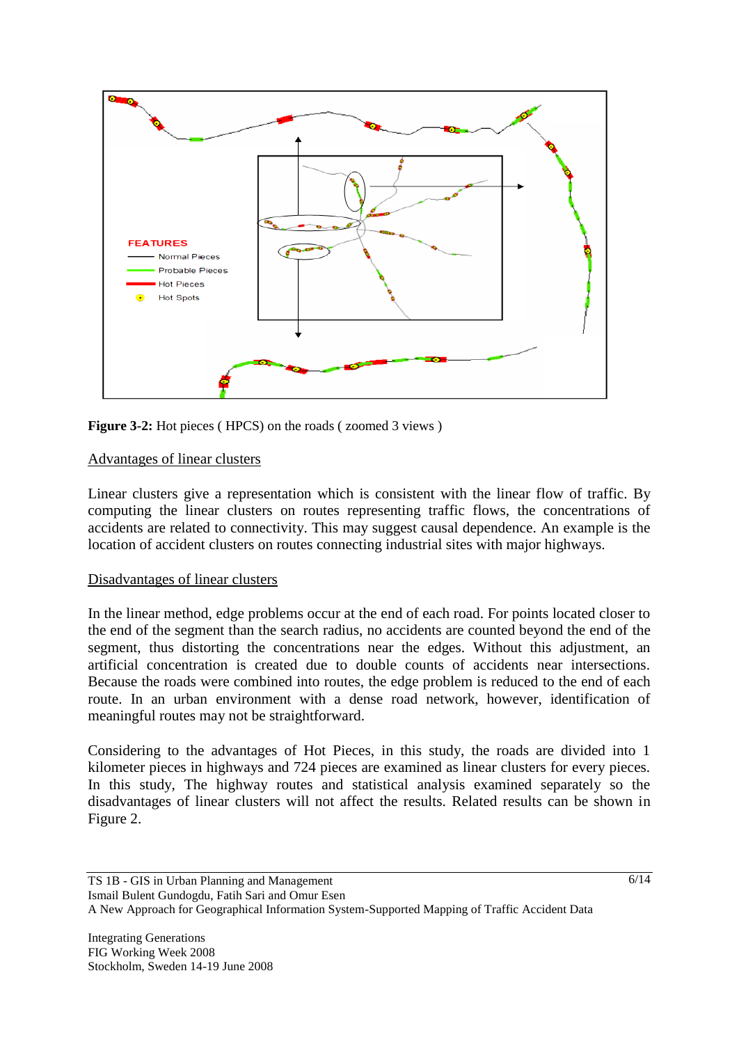**Figure 3-2:** Hot pieces ( HPCS) on the roads ( zoomed 3 views )

Advantages of linear clusters

Linear clusters give a representation which is consistent with the linear flow of traffic. By computing the linear clusters on routes representing traffic flows, the concentrations of accidents are related to connectivity. This may suggest causal dependence. An example is the location of accident clusters on routes connecting industrial sites with major highways.

Disadvantages of linear clusters

In the linear method, edge problems occur at the end of each road. For points located closer to the end of the segment than the search radius, no accidents are counted beyond the end of the segment, thus distorting the concentrations near the edges. Without this adjustment, an artificial concentration is created due to double counts of accidents near intersections. Because the roads were combined into routes, the edge problem is reduced to the end of each route. In an urban environment with a dense road network, however, identification of meaningful routes may not be straightforward.

Considering to the advantages of Hot Pieces, in this study, the roads are divided into 1 kilometer pieces in highways and 724 pieces are examined as linear clusters for every pieces. In this study, The highway routes and statistical analysis examined separately so the disadvantages of linear clusters will not affect the results. Related results can be shown in Figure 2.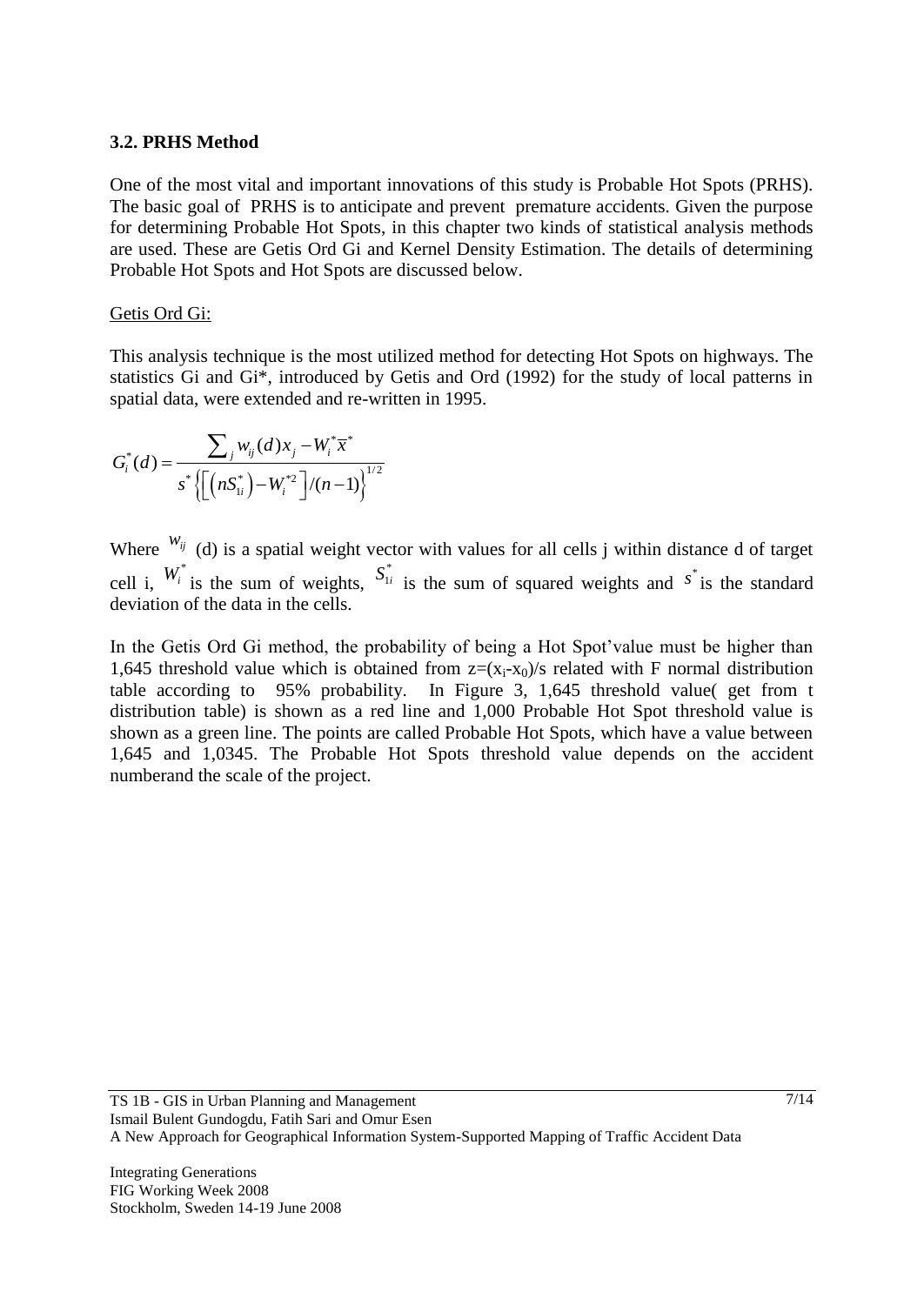### 3.2. PRHS Method

One of the most vital and important innovations of this study is Probable Hot Spots (PRHS). The basic goal of PRHS is to anticipate and prevent premature accidents. Given the purpose for determining Probable Hot Spots, in this chapter two kinds of statistical analysis methods are used. These are Getis Ord Gi and Kernel Density Estimation. The details of determining Probable Hot Spots and Hot Spots are discussed below.

<u>Getis Ord Gi:</u>

This analysis technique is the most utilized method for detecting Hot Spots on highways. The statistics Gi and Gi*, introduced by Getis and Ord (1992) for the study of local patterns in spatial data, were extended and re-written in 1995.

$$G_i^*(d) = \frac{\sum_j w_{ij}(d)x_j - W_i^*\overline{x}^*}{s^*\left\{\left[\left(nS_{1i}^*\right) - W_i^{*2}\right]/(n-1)\right\}^{1/2}}$$

Where $w_{ij}$ (d) is a spatial weight vector with values for all cells j within distance d of target cell i, $W_i^*$ is the sum of weights, $S_{1i}^*$ is the sum of squared weights and $s^*$ is the standard deviation of the data in the cells.

In the Getis Ord Gi method, the probability of being a Hot Spot'value must be higher than 1,645 threshold value which is obtained from $z=(x_i-x_0)/s$ related with F normal distribution table according to 95% probability. In Figure 3, 1,645 threshold value( get from t distribution table) is shown as a red line and 1,000 Probable Hot Spot threshold value is shown as a green line. The points are called Probable Hot Spots, which have a value between 1,645 and 1,0345. The Probable Hot Spots threshold value depends on the accident numberand the scale of the project.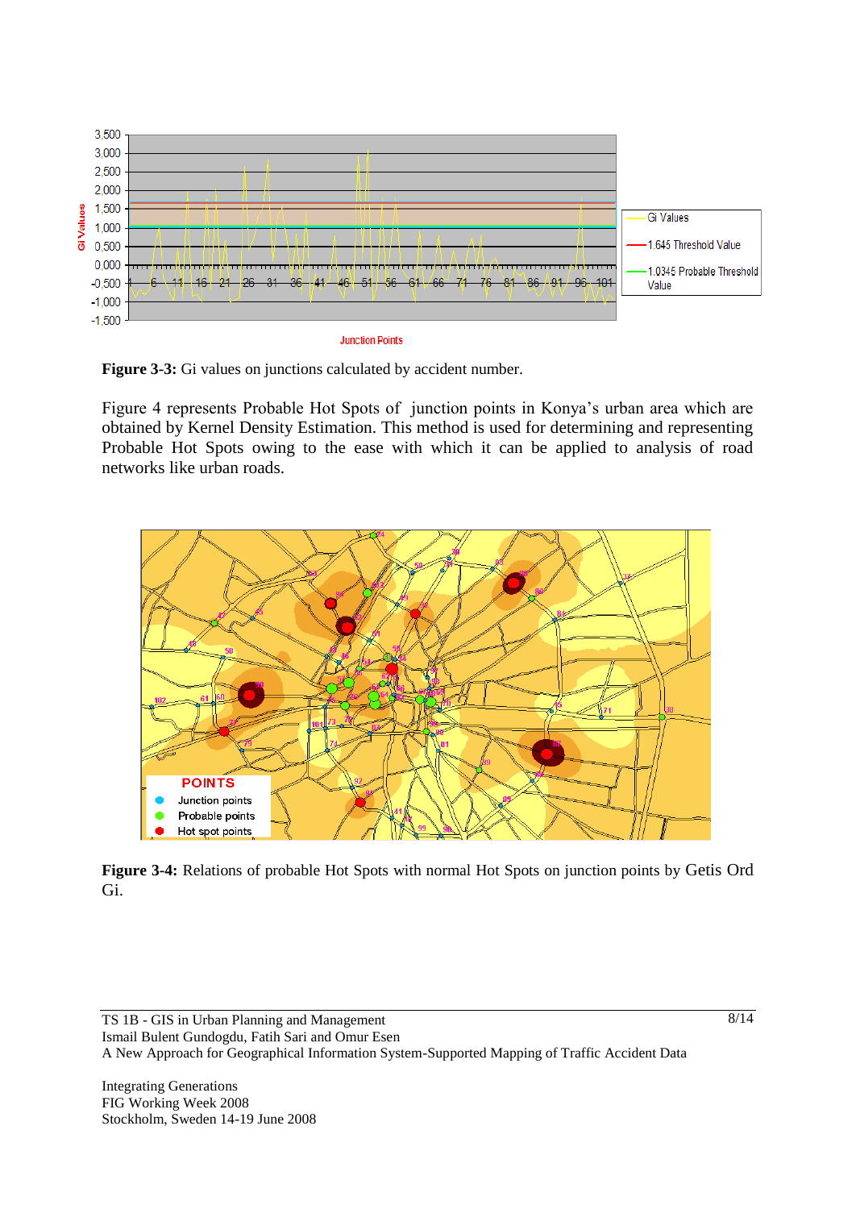**Figure 3-3:** Gi values on junctions calculated by accident number.

Figure 4 represents Probable Hot Spots of junction points in Konya's urban area which are obtained by Kernel Density Estimation. This method is used for determining and representing Probable Hot Spots owing to the ease with which it can be applied to analysis of road networks like urban roads.

**Figure 3-4:** Relations of probable Hot Spots with normal Hot Spots on junction points by Getis Ord Gi.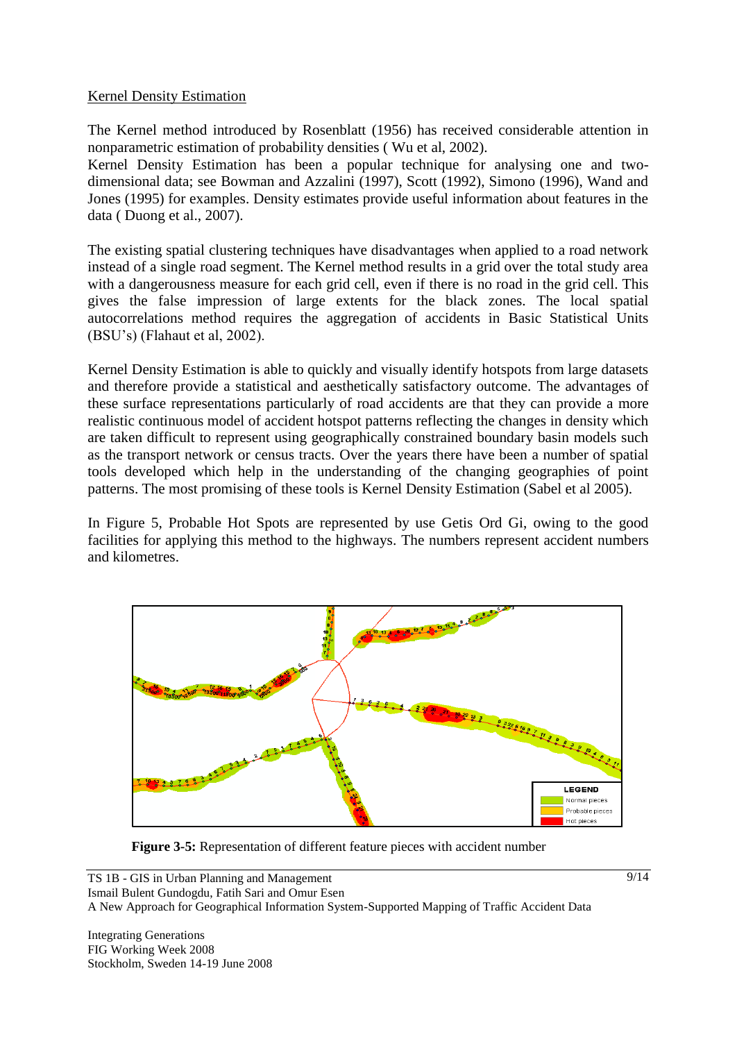Kernel Density Estimation

The Kernel method introduced by Rosenblatt (1956) has received considerable attention in nonparametric estimation of probability densities ( Wu et al, 2002).
Kernel Density Estimation has been a popular technique for analysing one and two-dimensional data; see Bowman and Azzalini (1997), Scott (1992), Simono (1996), Wand and Jones (1995) for examples. Density estimates provide useful information about features in the data ( Duong et al., 2007).

The existing spatial clustering techniques have disadvantages when applied to a road network instead of a single road segment. The Kernel method results in a grid over the total study area with a dangerousness measure for each grid cell, even if there is no road in the grid cell. This gives the false impression of large extents for the black zones. The local spatial autocorrelations method requires the aggregation of accidents in Basic Statistical Units (BSU's) (Flahaut et al, 2002).

Kernel Density Estimation is able to quickly and visually identify hotspots from large datasets and therefore provide a statistical and aesthetically satisfactory outcome. The advantages of these surface representations particularly of road accidents are that they can provide a more realistic continuous model of accident hotspot patterns reflecting the changes in density which are taken difficult to represent using geographically constrained boundary basin models such as the transport network or census tracts. Over the years there have been a number of spatial tools developed which help in the understanding of the changing geographies of point patterns. The most promising of these tools is Kernel Density Estimation (Sabel et al 2005).

In Figure 5, Probable Hot Spots are represented by use Getis Ord Gi, owing to the good facilities for applying this method to the highways. The numbers represent accident numbers and kilometres.

**Figure 3-5:** Representation of different feature pieces with accident number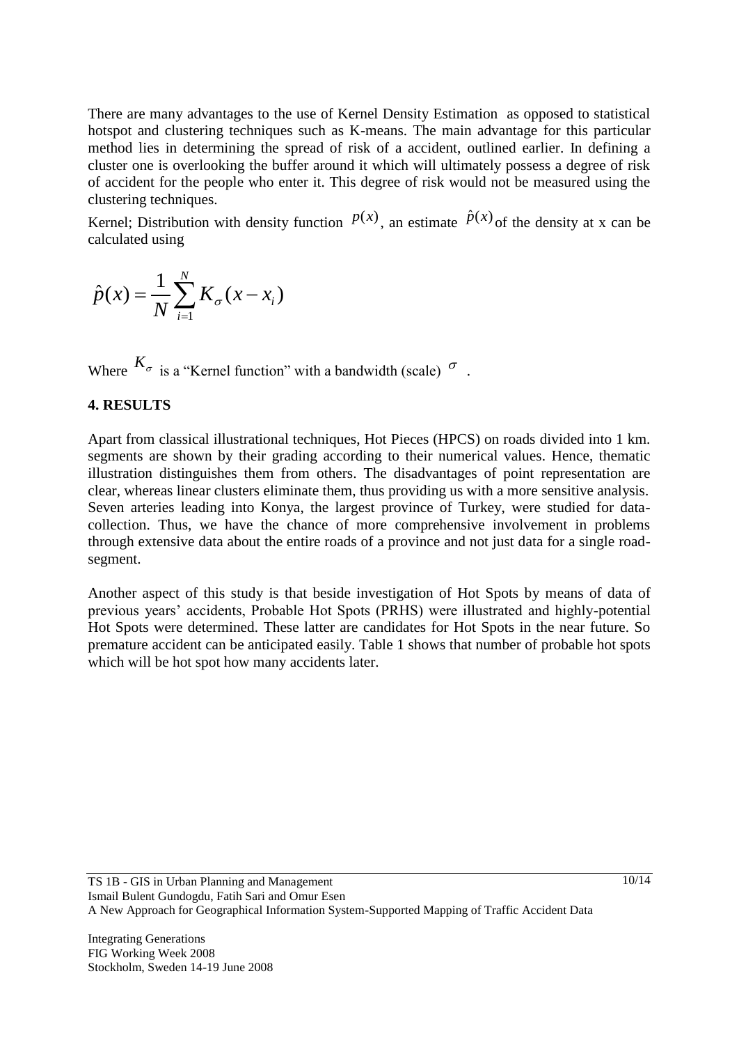There are many advantages to the use of Kernel Density Estimation as opposed to statistical hotspot and clustering techniques such as K-means. The main advantage for this particular method lies in determining the spread of risk of a accident, outlined earlier. In defining a cluster one is overlooking the buffer around it which will ultimately possess a degree of risk of accident for the people who enter it. This degree of risk would not be measured using the clustering techniques.

Kernel; Distribution with density function $p(x)$, an estimate $\hat{p}(x)$ of the density at x can be calculated using

$$\hat{p}(x) = \frac{1}{N}\sum_{i=1}^{N} K_{\sigma}(x - x_i)$$

Where $K_{\sigma}$ is a "Kernel function" with a bandwidth (scale) $\sigma$ .

## 4. RESULTS

Apart from classical illustrational techniques, Hot Pieces (HPCS) on roads divided into 1 km. segments are shown by their grading according to their numerical values. Hence, thematic illustration distinguishes them from others. The disadvantages of point representation are clear, whereas linear clusters eliminate them, thus providing us with a more sensitive analysis. Seven arteries leading into Konya, the largest province of Turkey, were studied for data-collection. Thus, we have the chance of more comprehensive involvement in problems through extensive data about the entire roads of a province and not just data for a single road-segment.

Another aspect of this study is that beside investigation of Hot Spots by means of data of previous years' accidents, Probable Hot Spots (PRHS) were illustrated and highly-potential Hot Spots were determined. These latter are candidates for Hot Spots in the near future. So premature accident can be anticipated easily. Table 1 shows that number of probable hot spots which will be hot spot how many accidents later.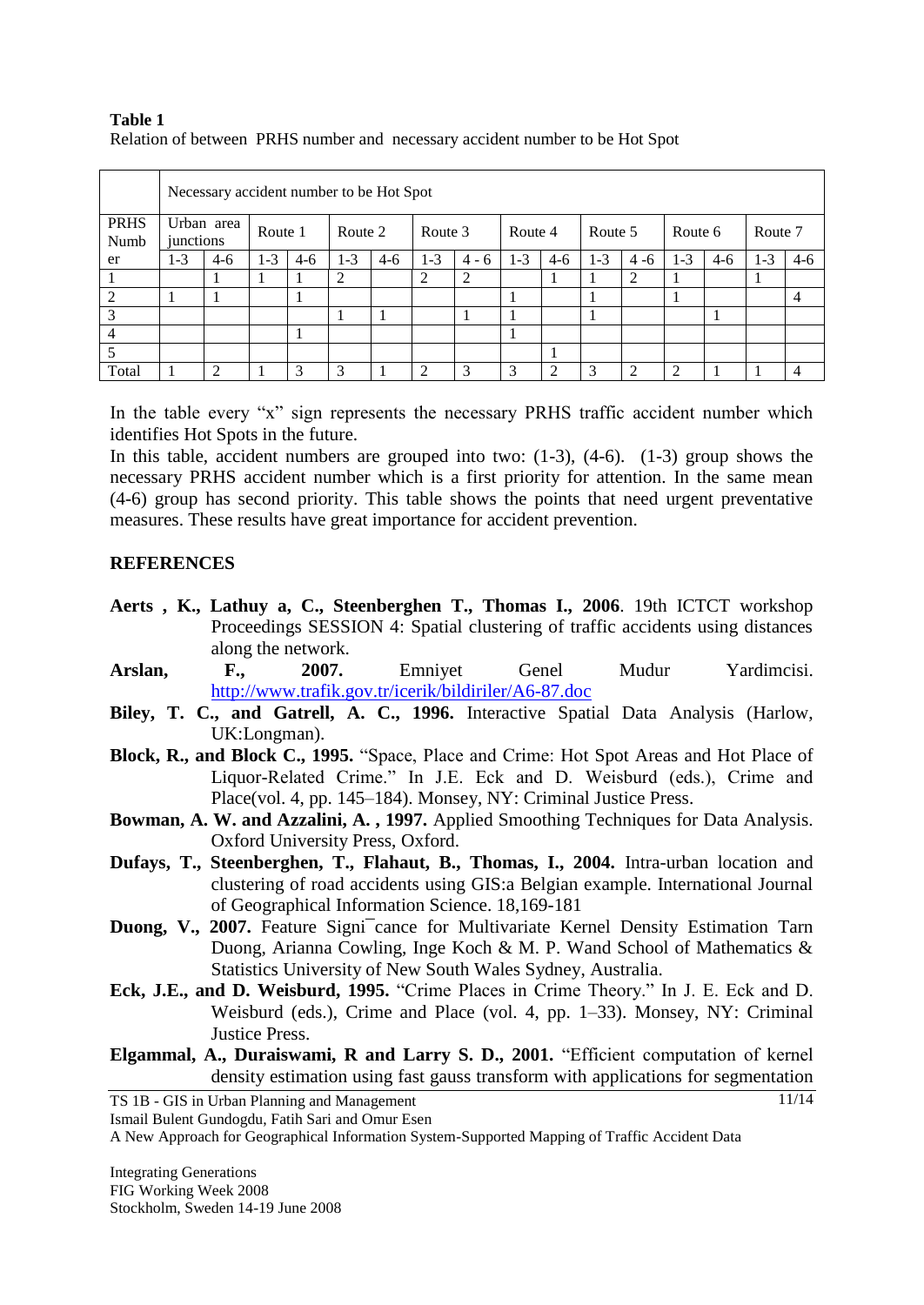**Table 1**
Relation of between PRHS number and necessary accident number to be Hot Spot

| PRHS Number | Necessary accident number to be Hot Spot | | | | | | | | | | | | | | | |
|---|---|---|---|---|---|---|---|---|---|---|---|---|---|---|---|---|
| | Urban area junctions | | Route 1 | | Route 2 | | Route 3 | | Route 4 | | Route 5 | | Route 6 | | Route 7 | |
| | 1-3 | 4-6 | 1-3 | 4-6 | 1-3 | 4-6 | 1-3 | 4 - 6 | 1-3 | 4-6 | 1-3 | 4 -6 | 1-3 | 4-6 | 1-3 | 4-6 |
| 1 | | 1 | 1 | 1 | 2 | | 2 | 2 | | 1 | 1 | 2 | 1 | | 1 | |
| 2 | 1 | 1 | | 1 | | | | | 1 | | 1 | | 1 | | | 4 |
| 3 | | | | | 1 | 1 | | 1 | 1 | | 1 | | | 1 | | |
| 4 | | | | 1 | | | | | 1 | | | | | | | |
| 5 | | | | | | | | | | 1 | | | | | | |
| Total | 1 | 2 | 1 | 3 | 3 | 1 | 2 | 3 | 3 | 2 | 3 | 2 | 2 | 1 | 1 | 4 |

In the table every "x" sign represents the necessary PRHS traffic accident number which identifies Hot Spots in the future.
In this table, accident numbers are grouped into two: (1-3), (4-6). (1-3) group shows the necessary PRHS accident number which is a first priority for attention. In the same mean (4-6) group has second priority. This table shows the points that need urgent preventative measures. These results have great importance for accident prevention.

## REFERENCES

**Aerts , K., Lathuy a, C., Steenberghen T., Thomas I., 2006**. 19th ICTCT workshop Proceedings SESSION 4: Spatial clustering of traffic accidents using distances along the network.

**Arslan, F., 2007.** Emniyet Genel Mudur Yardimcisi. http://www.trafik.gov.tr/icerik/bildiriler/A6-87.doc

**Biley, T. C., and Gatrell, A. C., 1996.** Interactive Spatial Data Analysis (Harlow, UK:Longman).

**Block, R., and Block C., 1995.** "Space, Place and Crime: Hot Spot Areas and Hot Place of Liquor-Related Crime." In J.E. Eck and D. Weisburd (eds.), Crime and Place(vol. 4, pp. 145–184). Monsey, NY: Criminal Justice Press.

**Bowman, A. W. and Azzalini, A. , 1997.** Applied Smoothing Techniques for Data Analysis. Oxford University Press, Oxford.

**Dufays, T., Steenberghen, T., Flahaut, B., Thomas, I., 2004.** Intra-urban location and clustering of road accidents using GIS:a Belgian example. International Journal of Geographical Information Science. 18,169-181

**Duong, V., 2007.** Feature Signi¯cance for Multivariate Kernel Density Estimation Tarn Duong, Arianna Cowling, Inge Koch & M. P. Wand School of Mathematics & Statistics University of New South Wales Sydney, Australia.

**Eck, J.E., and D. Weisburd, 1995.** "Crime Places in Crime Theory." In J. E. Eck and D. Weisburd (eds.), Crime and Place (vol. 4, pp. 1–33). Monsey, NY: Criminal Justice Press.

**Elgammal, A., Duraiswami, R and Larry S. D., 2001.** "Efficient computation of kernel density estimation using fast gauss transform with applications for segmentation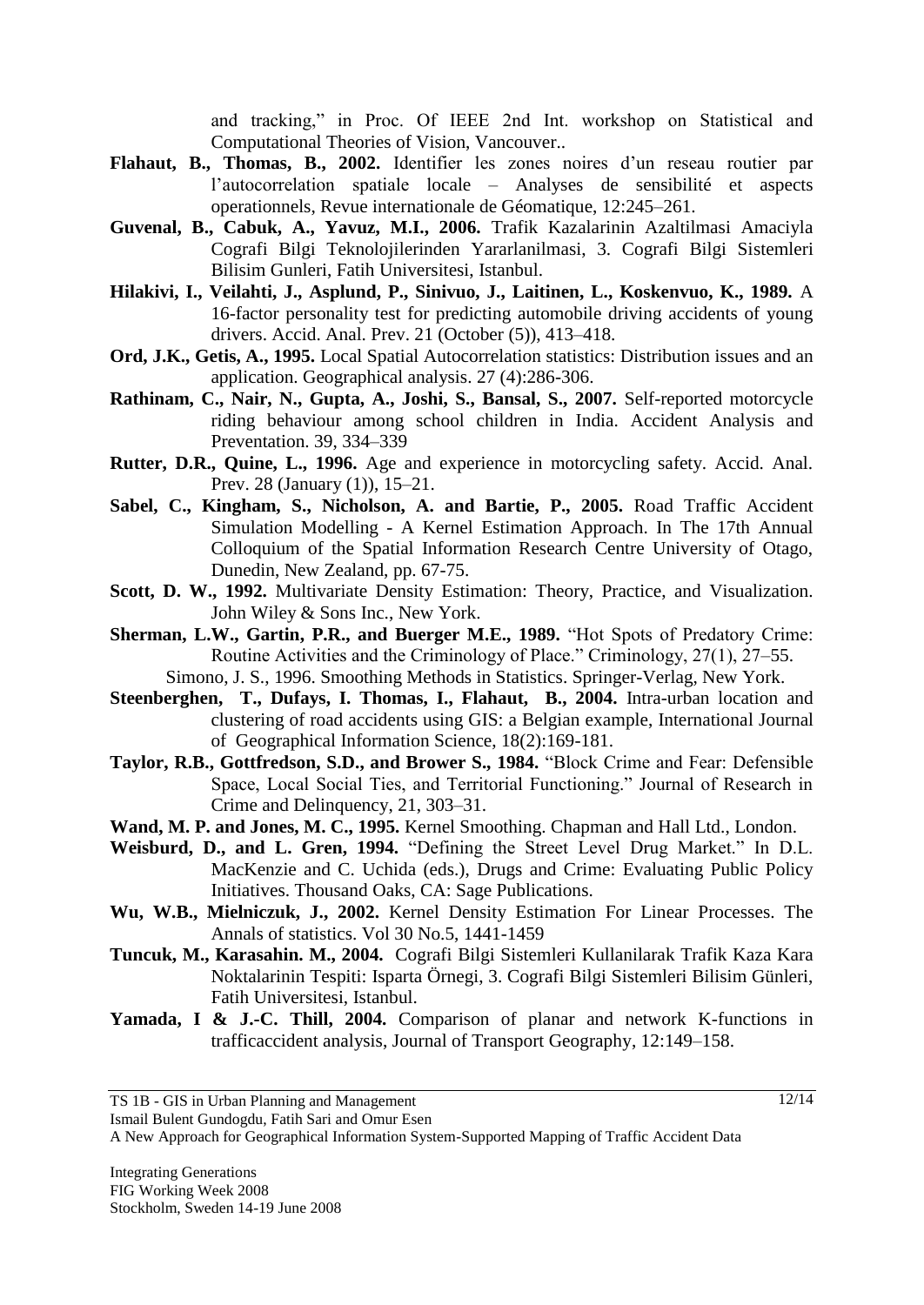and tracking," in Proc. Of IEEE 2nd Int. workshop on Statistical and Computational Theories of Vision, Vancouver..

**Flahaut, B., Thomas, B., 2002.** Identifier les zones noires d'un reseau routier par l'autocorrelation spatiale locale – Analyses de sensibilité et aspects operationnels, Revue internationale de Géomatique, 12:245–261.

**Guvenal, B., Cabuk, A., Yavuz, M.I., 2006.** Trafik Kazalarinin Azaltilmasi Amaciyla Cografi Bilgi Teknolojilerinden Yararlanilmasi, 3. Cografi Bilgi Sistemleri Bilisim Gunleri, Fatih Universitesi, Istanbul.

**Hilakivi, I., Veilahti, J., Asplund, P., Sinivuo, J., Laitinen, L., Koskenvuo, K., 1989.** A 16-factor personality test for predicting automobile driving accidents of young drivers. Accid. Anal. Prev. 21 (October (5)), 413–418.

**Ord, J.K., Getis, A., 1995.** Local Spatial Autocorrelation statistics: Distribution issues and an application. Geographical analysis. 27 (4):286-306.

**Rathinam, C., Nair, N., Gupta, A., Joshi, S., Bansal, S., 2007.** Self-reported motorcycle riding behaviour among school children in India. Accident Analysis and Preventation. 39, 334–339

**Rutter, D.R., Quine, L., 1996.** Age and experience in motorcycling safety. Accid. Anal. Prev. 28 (January (1)), 15–21.

**Sabel, C., Kingham, S., Nicholson, A. and Bartie, P., 2005.** Road Traffic Accident Simulation Modelling - A Kernel Estimation Approach. In The 17th Annual Colloquium of the Spatial Information Research Centre University of Otago, Dunedin, New Zealand, pp. 67-75.

**Scott, D. W., 1992.** Multivariate Density Estimation: Theory, Practice, and Visualization. John Wiley & Sons Inc., New York.

**Sherman, L.W., Gartin, P.R., and Buerger M.E., 1989.** "Hot Spots of Predatory Crime: Routine Activities and the Criminology of Place." Criminology, 27(1), 27–55.

Simono, J. S., 1996. Smoothing Methods in Statistics. Springer-Verlag, New York.

**Steenberghen, T., Dufays, I. Thomas, I., Flahaut, B., 2004.** Intra-urban location and clustering of road accidents using GIS: a Belgian example, International Journal of Geographical Information Science, 18(2):169-181.

**Taylor, R.B., Gottfredson, S.D., and Brower S., 1984.** "Block Crime and Fear: Defensible Space, Local Social Ties, and Territorial Functioning." Journal of Research in Crime and Delinquency, 21, 303–31.

**Wand, M. P. and Jones, M. C., 1995.** Kernel Smoothing. Chapman and Hall Ltd., London.

**Weisburd, D., and L. Gren, 1994.** "Defining the Street Level Drug Market." In D.L. MacKenzie and C. Uchida (eds.), Drugs and Crime: Evaluating Public Policy Initiatives. Thousand Oaks, CA: Sage Publications.

**Wu, W.B., Mielniczuk, J., 2002.** Kernel Density Estimation For Linear Processes. The Annals of statistics. Vol 30 No.5, 1441-1459

**Tuncuk, M., Karasahin. M., 2004.** Cografi Bilgi Sistemleri Kullanilarak Trafik Kaza Kara Noktalarinin Tespiti: Isparta Örnegi, 3. Cografi Bilgi Sistemleri Bilisim Günleri, Fatih Universitesi, Istanbul.

**Yamada, I & J.-C. Thill, 2004.** Comparison of planar and network K-functions in trafficaccident analysis, Journal of Transport Geography, 12:149–158.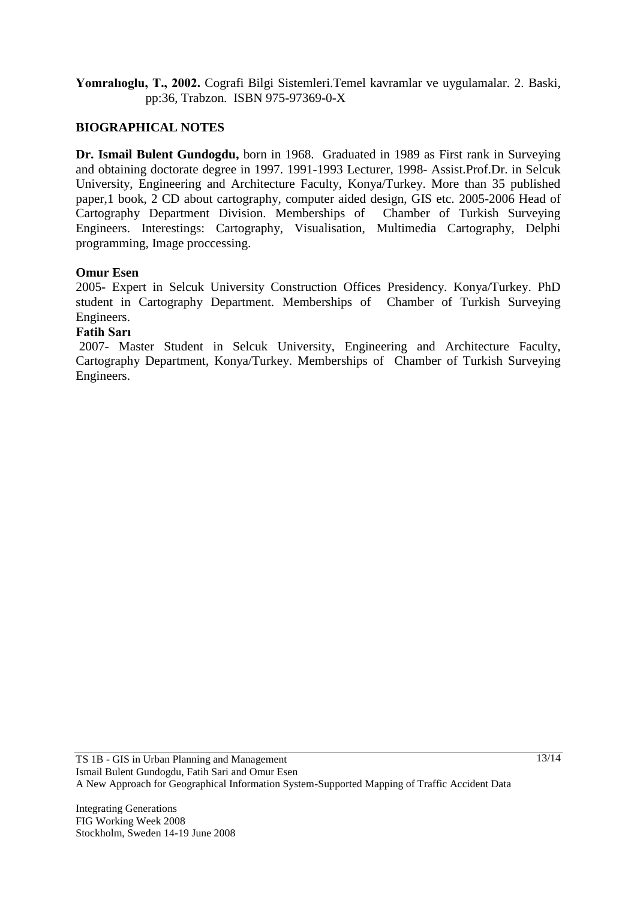**Yomralıoglu, T., 2002.** Cografi Bilgi Sistemleri.Temel kavramlar ve uygulamalar. 2. Baski, pp:36, Trabzon. ISBN 975-97369-0-X

## BIOGRAPHICAL NOTES

**Dr. Ismail Bulent Gundogdu,** born in 1968. Graduated in 1989 as First rank in Surveying and obtaining doctorate degree in 1997. 1991-1993 Lecturer, 1998- Assist.Prof.Dr. in Selcuk University, Engineering and Architecture Faculty, Konya/Turkey. More than 35 published paper,1 book, 2 CD about cartography, computer aided design, GIS etc. 2005-2006 Head of Cartography Department Division. Memberships of Chamber of Turkish Surveying Engineers. Interestings: Cartography, Visualisation, Multimedia Cartography, Delphi programming, Image proccessing.

**Omur Esen**

2005- Expert in Selcuk University Construction Offices Presidency. Konya/Turkey. PhD student in Cartography Department. Memberships of Chamber of Turkish Surveying Engineers.

**Fatih Sarı**

2007- Master Student in Selcuk University, Engineering and Architecture Faculty, Cartography Department, Konya/Turkey. Memberships of Chamber of Turkish Surveying Engineers.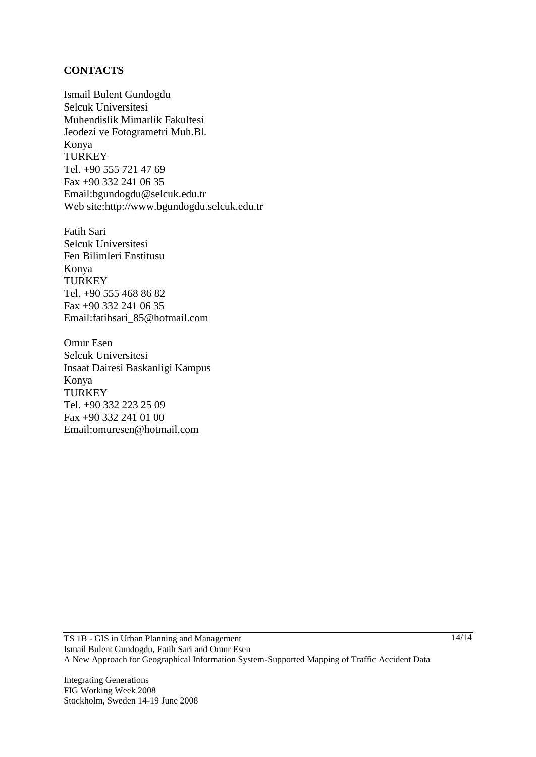## CONTACTS

Ismail Bulent Gundogdu
Selcuk Universitesi
Muhendislik Mimarlik Fakultesi
Jeodezi ve Fotogrametri Muh.Bl.
Konya
TURKEY
Tel. +90 555 721 47 69
Fax +90 332 241 06 35
Email:bgundogdu@selcuk.edu.tr
Web site:http://www.bgundogdu.selcuk.edu.tr

Fatih Sari
Selcuk Universitesi
Fen Bilimleri Enstitusu
Konya
TURKEY
Tel. +90 555 468 86 82
Fax +90 332 241 06 35
Email:fatihsari_85@hotmail.com

Omur Esen
Selcuk Universitesi
Insaat Dairesi Baskanligi Kampus
Konya
TURKEY
Tel. +90 332 223 25 09
Fax +90 332 241 01 00
Email:omuresen@hotmail.com